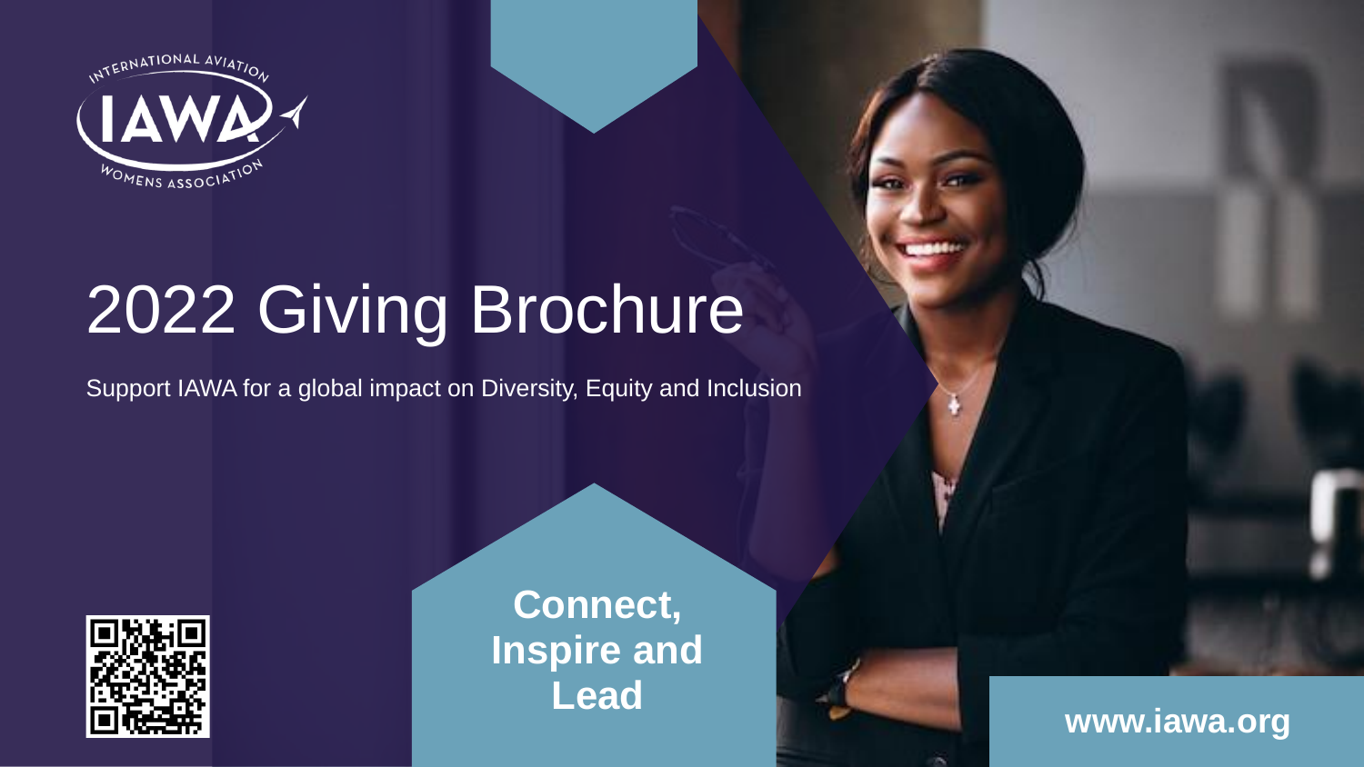INTERNATIONAL AVIATION WOMENS ASSOCIATION

IAWA

# 2022 Giving Brochure

Support IAWA for a global impact on Diversity, Equity and Inclusion

**Connect, Inspire and Lead**

**www.iawa.org**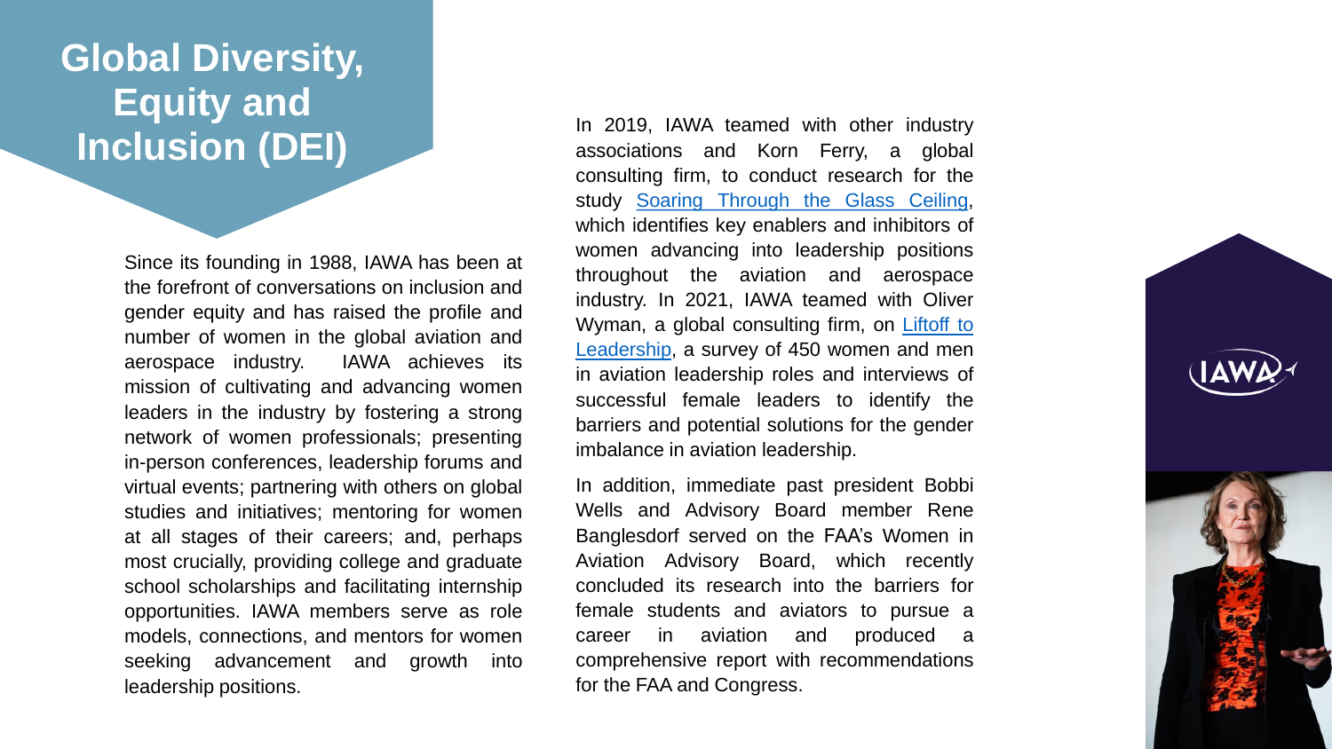# Global Diversity, Equity and Inclusion (DEI)

Since its founding in 1988, IAWA has been at the forefront of conversations on inclusion and gender equity and has raised the profile and number of women in the global aviation and aerospace industry. IAWA achieves its mission of cultivating and advancing women leaders in the industry by fostering a strong network of women professionals; presenting in-person conferences, leadership forums and virtual events; partnering with others on global studies and initiatives; mentoring for women at all stages of their careers; and, perhaps most crucially, providing college and graduate school scholarships and facilitating internship opportunities. IAWA members serve as role models, connections, and mentors for women seeking advancement and growth into leadership positions.

In 2019, IAWA teamed with other industry associations and Korn Ferry, a global consulting firm, to conduct research for the study Soaring Through the Glass Ceiling, which identifies key enablers and inhibitors of women advancing into leadership positions throughout the aviation and aerospace industry. In 2021, IAWA teamed with Oliver Wyman, a global consulting firm, on Liftoff to Leadership, a survey of 450 women and men in aviation leadership roles and interviews of successful female leaders to identify the barriers and potential solutions for the gender imbalance in aviation leadership.

In addition, immediate past president Bobbi Wells and Advisory Board member Rene Banglesdorf served on the FAA's Women in Aviation Advisory Board, which recently concluded its research into the barriers for female students and aviators to pursue a career in aviation and produced a comprehensive report with recommendations for the FAA and Congress.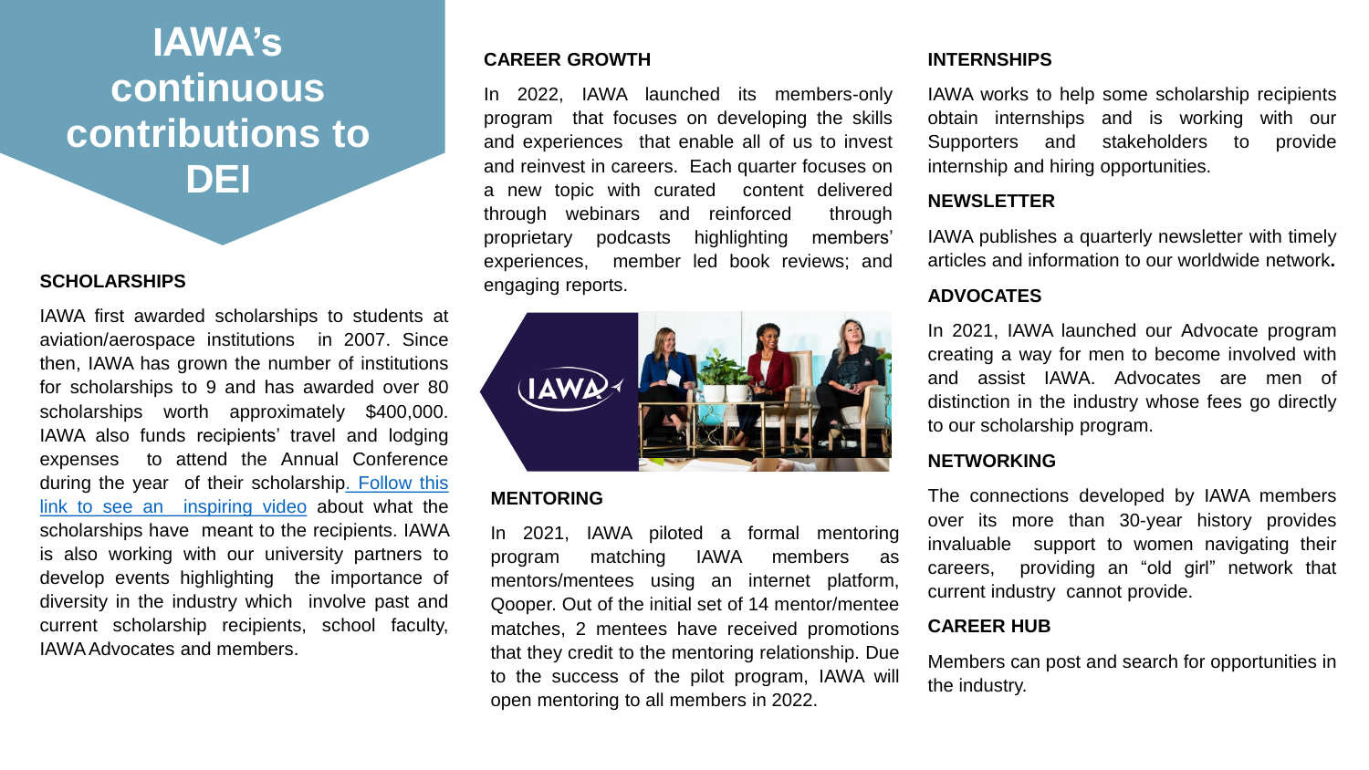# IAWA's continuous contributions to DEI

### SCHOLARSHIPS

IAWA first awarded scholarships to students at aviation/aerospace institutions in 2007. Since then, IAWA has grown the number of institutions for scholarships to 9 and has awarded over 80 scholarships worth approximately $400,000. IAWA also funds recipients' travel and lodging expenses to attend the Annual Conference during the year of their scholarship. Follow this link to see an inspiring video about what the scholarships have meant to the recipients. IAWA is also working with our university partners to develop events highlighting the importance of diversity in the industry which involve past and current scholarship recipients, school faculty, IAWA Advocates and members.

### CAREER GROWTH

In 2022, IAWA launched its members-only program that focuses on developing the skills and experiences that enable all of us to invest and reinvest in careers. Each quarter focuses on a new topic with curated content delivered through webinars and reinforced through proprietary podcasts highlighting members' experiences, member led book reviews; and engaging reports.

### MENTORING

In 2021, IAWA piloted a formal mentoring program matching IAWA members as mentors/mentees using an internet platform, Qooper. Out of the initial set of 14 mentor/mentee matches, 2 mentees have received promotions that they credit to the mentoring relationship. Due to the success of the pilot program, IAWA will open mentoring to all members in 2022.

### INTERNSHIPS

IAWA works to help some scholarship recipients obtain internships and is working with our Supporters and stakeholders to provide internship and hiring opportunities.

### NEWSLETTER

IAWA publishes a quarterly newsletter with timely articles and information to our worldwide network**.**

### ADVOCATES

In 2021, IAWA launched our Advocate program creating a way for men to become involved with and assist IAWA. Advocates are men of distinction in the industry whose fees go directly to our scholarship program.

### NETWORKING

The connections developed by IAWA members over its more than 30-year history provides invaluable support to women navigating their careers, providing an "old girl" network that current industry cannot provide.

### CAREER HUB

Members can post and search for opportunities in the industry.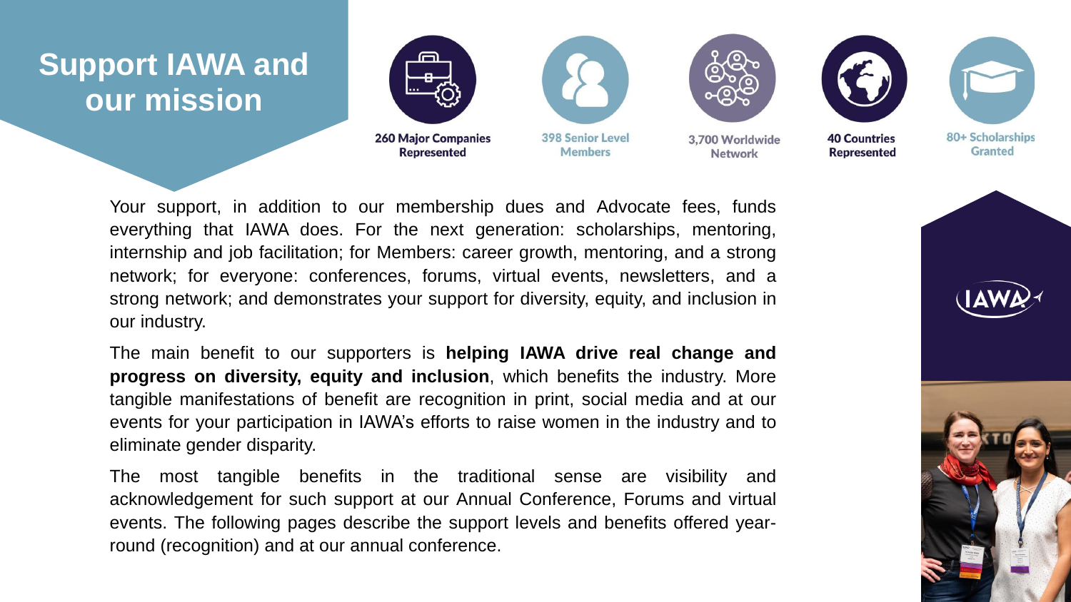# Support IAWA and our mission

- **260 Major Companies Represented**
- **398 Senior Level Members**
- **3,700 Worldwide Network**
- **40 Countries Represented**
- **80+ Scholarships Granted**

Your support, in addition to our membership dues and Advocate fees, funds everything that IAWA does. For the next generation: scholarships, mentoring, internship and job facilitation; for Members: career growth, mentoring, and a strong network; for everyone: conferences, forums, virtual events, newsletters, and a strong network; and demonstrates your support for diversity, equity, and inclusion in our industry.

The main benefit to our supporters is **helping IAWA drive real change and progress on diversity, equity and inclusion**, which benefits the industry. More tangible manifestations of benefit are recognition in print, social media and at our events for your participation in IAWA's efforts to raise women in the industry and to eliminate gender disparity.

The most tangible benefits in the traditional sense are visibility and acknowledgement for such support at our Annual Conference, Forums and virtual events. The following pages describe the support levels and benefits offered year-round (recognition) and at our annual conference.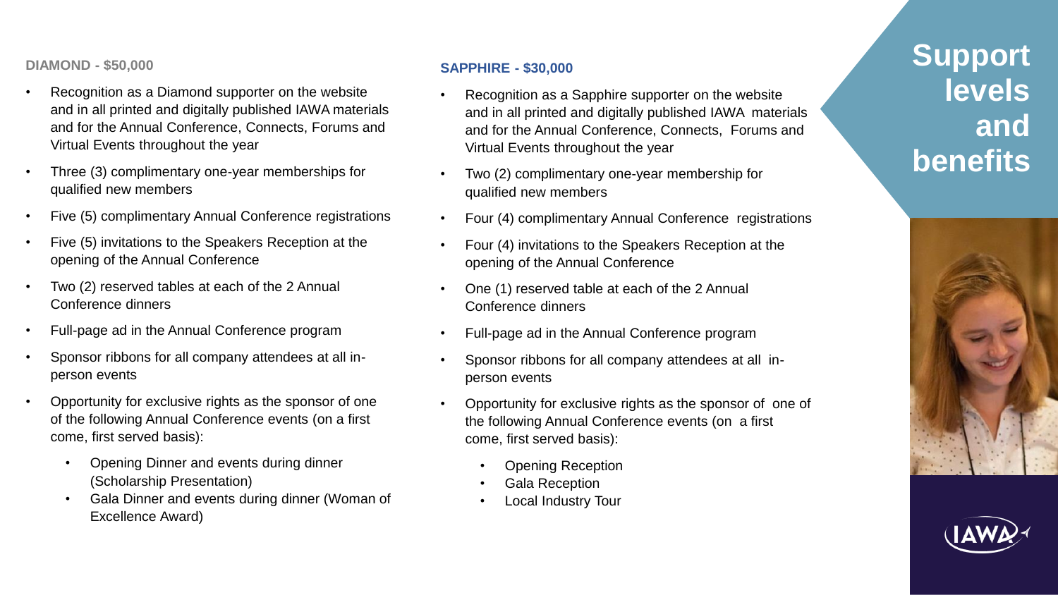# Support levels and benefits

**DIAMOND - $50,000**

- Recognition as a Diamond supporter on the website and in all printed and digitally published IAWA materials and for the Annual Conference, Connects, Forums and Virtual Events throughout the year
- Three (3) complimentary one-year memberships for qualified new members
- Five (5) complimentary Annual Conference registrations
- Five (5) invitations to the Speakers Reception at the opening of the Annual Conference
- Two (2) reserved tables at each of the 2 Annual Conference dinners
- Full-page ad in the Annual Conference program
- Sponsor ribbons for all company attendees at all in-person events
- Opportunity for exclusive rights as the sponsor of one of the following Annual Conference events (on a first come, first served basis):
  - Opening Dinner and events during dinner (Scholarship Presentation)
  - Gala Dinner and events during dinner (Woman of Excellence Award)

**SAPPHIRE - $30,000**

- Recognition as a Sapphire supporter on the website and in all printed and digitally published IAWA materials and for the Annual Conference, Connects, Forums and Virtual Events throughout the year
- Two (2) complimentary one-year membership for qualified new members
- Four (4) complimentary Annual Conference registrations
- Four (4) invitations to the Speakers Reception at the opening of the Annual Conference
- One (1) reserved table at each of the 2 Annual Conference dinners
- Full-page ad in the Annual Conference program
- Sponsor ribbons for all company attendees at all in-person events
- Opportunity for exclusive rights as the sponsor of one of the following Annual Conference events (on a first come, first served basis):
  - Opening Reception
  - Gala Reception
  - Local Industry Tour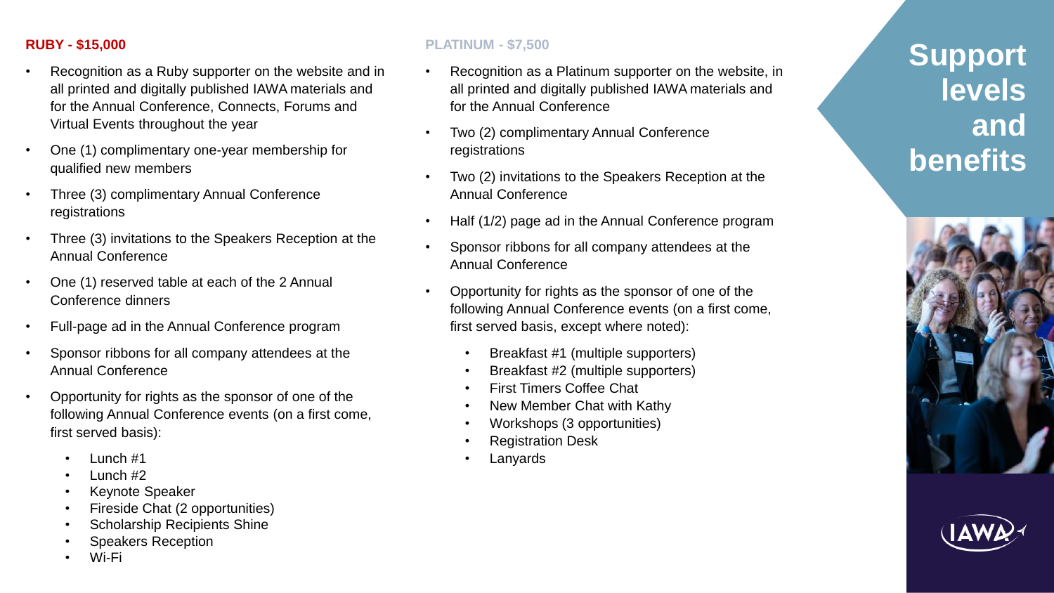# Support levels and benefits

## RUBY - $15,000

- Recognition as a Ruby supporter on the website and in all printed and digitally published IAWA materials and for the Annual Conference, Connects, Forums and Virtual Events throughout the year
- One (1) complimentary one-year membership for qualified new members
- Three (3) complimentary Annual Conference registrations
- Three (3) invitations to the Speakers Reception at the Annual Conference
- One (1) reserved table at each of the 2 Annual Conference dinners
- Full-page ad in the Annual Conference program
- Sponsor ribbons for all company attendees at the Annual Conference
- Opportunity for rights as the sponsor of one of the following Annual Conference events (on a first come, first served basis):
  - Lunch #1
  - Lunch #2
  - Keynote Speaker
  - Fireside Chat (2 opportunities)
  - Scholarship Recipients Shine
  - Speakers Reception
  - Wi-Fi

## PLATINUM - $7,500

- Recognition as a Platinum supporter on the website, in all printed and digitally published IAWA materials and for the Annual Conference
- Two (2) complimentary Annual Conference registrations
- Two (2) invitations to the Speakers Reception at the Annual Conference
- Half (1/2) page ad in the Annual Conference program
- Sponsor ribbons for all company attendees at the Annual Conference
- Opportunity for rights as the sponsor of one of the following Annual Conference events (on a first come, first served basis, except where noted):
  - Breakfast #1 (multiple supporters)
  - Breakfast #2 (multiple supporters)
  - First Timers Coffee Chat
  - New Member Chat with Kathy
  - Workshops (3 opportunities)
  - Registration Desk
  - Lanyards

IAWA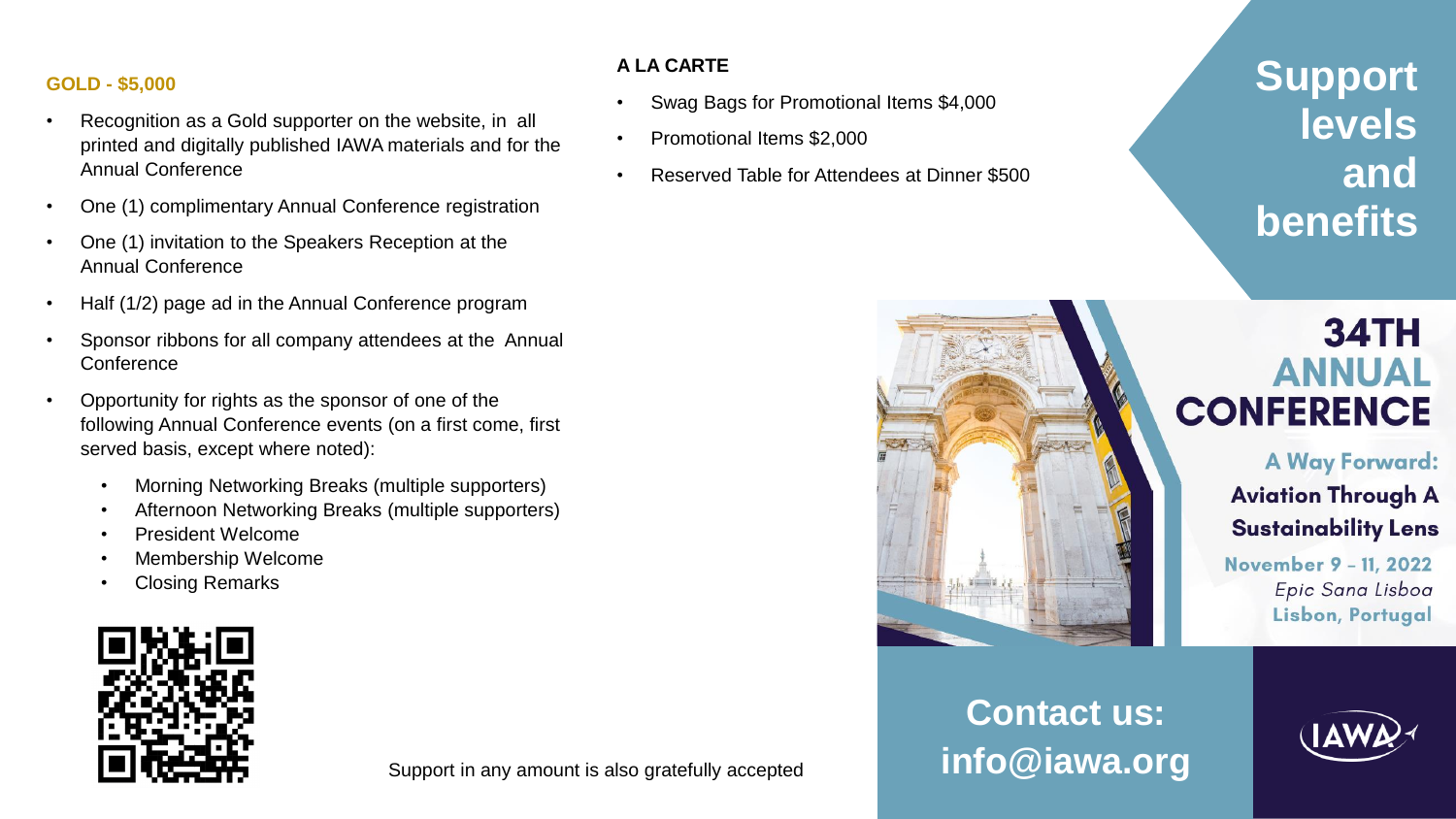# Support levels and benefits

**GOLD - $5,000**

- Recognition as a Gold supporter on the website, in all printed and digitally published IAWA materials and for the Annual Conference
- One (1) complimentary Annual Conference registration
- One (1) invitation to the Speakers Reception at the Annual Conference
- Half (1/2) page ad in the Annual Conference program
- Sponsor ribbons for all company attendees at the Annual Conference
- Opportunity for rights as the sponsor of one of the following Annual Conference events (on a first come, first served basis, except where noted):
  - Morning Networking Breaks (multiple supporters)
  - Afternoon Networking Breaks (multiple supporters)
  - President Welcome
  - Membership Welcome
  - Closing Remarks

**A LA CARTE**

- Swag Bags for Promotional Items $4,000
- Promotional Items $2,000
- Reserved Table for Attendees at Dinner $500

Support in any amount is also gratefully accepted

**34TH ANNUAL CONFERENCE**

**A Way Forward: Aviation Through A Sustainability Lens**

November 9 – 11, 2022
*Epic Sana Lisboa*
Lisbon, Portugal

**Contact us: info@iawa.org**

IAWA